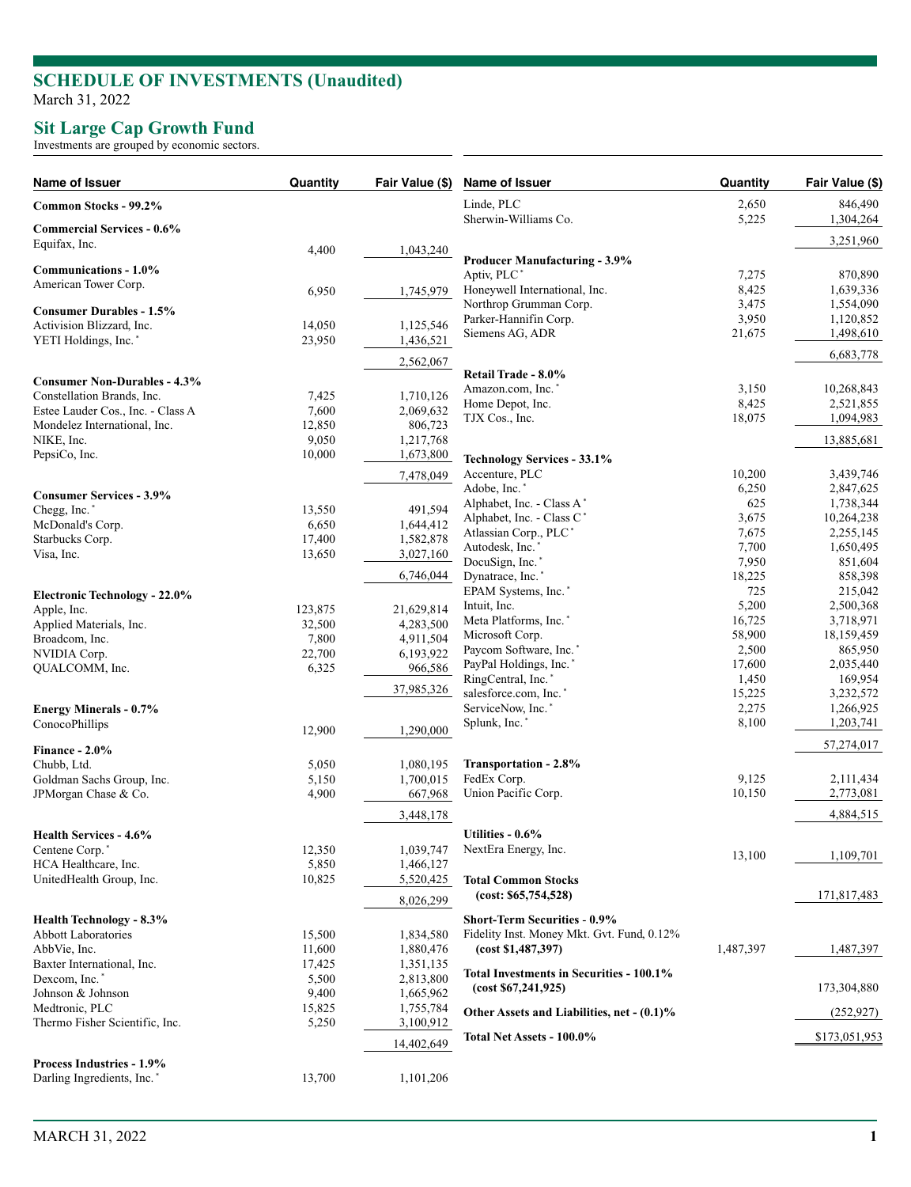# SCHEDULE OF INVESTMENTS (Unaudited)

March 31, 2022

## Sit Large Cap Growth Fund

Investments are grouped by economic sectors.

| Name of Issuer | Quantity | Fair Value ($) |
|---|---|---|
| **Common Stocks - 99.2%** | | |
| **Commercial Services - 0.6%** | | |
| Equifax, Inc. | 4,400 | 1,043,240 |
| **Communications - 1.0%** | | |
| American Tower Corp. | 6,950 | 1,745,979 |
| **Consumer Durables - 1.5%** | | |
| Activision Blizzard, Inc. | 14,050 | 1,125,546 |
| YETI Holdings, Inc. * | 23,950 | 1,436,521 |
| | | 2,562,067 |
| **Consumer Non-Durables - 4.3%** | | |
| Constellation Brands, Inc. | 7,425 | 1,710,126 |
| Estee Lauder Cos., Inc. - Class A | 7,600 | 2,069,632 |
| Mondelez International, Inc. | 12,850 | 806,723 |
| NIKE, Inc. | 9,050 | 1,217,768 |
| PepsiCo, Inc. | 10,000 | 1,673,800 |
| | | 7,478,049 |
| **Consumer Services - 3.9%** | | |
| Chegg, Inc. * | 13,550 | 491,594 |
| McDonald's Corp. | 6,650 | 1,644,412 |
| Starbucks Corp. | 17,400 | 1,582,878 |
| Visa, Inc. | 13,650 | 3,027,160 |
| | | 6,746,044 |
| **Electronic Technology - 22.0%** | | |
| Apple, Inc. | 123,875 | 21,629,814 |
| Applied Materials, Inc. | 32,500 | 4,283,500 |
| Broadcom, Inc. | 7,800 | 4,911,504 |
| NVIDIA Corp. | 22,700 | 6,193,922 |
| QUALCOMM, Inc. | 6,325 | 966,586 |
| | | 37,985,326 |
| **Energy Minerals - 0.7%** | | |
| ConocoPhillips | 12,900 | 1,290,000 |
| **Finance - 2.0%** | | |
| Chubb, Ltd. | 5,050 | 1,080,195 |
| Goldman Sachs Group, Inc. | 5,150 | 1,700,015 |
| JPMorgan Chase & Co. | 4,900 | 667,968 |
| | | 3,448,178 |
| **Health Services - 4.6%** | | |
| Centene Corp. * | 12,350 | 1,039,747 |
| HCA Healthcare, Inc. | 5,850 | 1,466,127 |
| UnitedHealth Group, Inc. | 10,825 | 5,520,425 |
| | | 8,026,299 |
| **Health Technology - 8.3%** | | |
| Abbott Laboratories | 15,500 | 1,834,580 |
| AbbVie, Inc. | 11,600 | 1,880,476 |
| Baxter International, Inc. | 17,425 | 1,351,135 |
| Dexcom, Inc. * | 5,500 | 2,813,800 |
| Johnson & Johnson | 9,400 | 1,665,962 |
| Medtronic, PLC | 15,825 | 1,755,784 |
| Thermo Fisher Scientific, Inc. | 5,250 | 3,100,912 |
| | | 14,402,649 |
| **Process Industries - 1.9%** | | |
| Darling Ingredients, Inc. * | 13,700 | 1,101,206 |
| Linde, PLC | 2,650 | 846,490 |
| Sherwin-Williams Co. | 5,225 | 1,304,264 |
| | | 3,251,960 |
| **Producer Manufacturing - 3.9%** | | |
| Aptiv, PLC * | 7,275 | 870,890 |
| Honeywell International, Inc. | 8,425 | 1,639,336 |
| Northrop Grumman Corp. | 3,475 | 1,554,090 |
| Parker-Hannifin Corp. | 3,950 | 1,120,852 |
| Siemens AG, ADR | 21,675 | 1,498,610 |
| | | 6,683,778 |
| **Retail Trade - 8.0%** | | |
| Amazon.com, Inc. * | 3,150 | 10,268,843 |
| Home Depot, Inc. | 8,425 | 2,521,855 |
| TJX Cos., Inc. | 18,075 | 1,094,983 |
| | | 13,885,681 |
| **Technology Services - 33.1%** | | |
| Accenture, PLC | 10,200 | 3,439,746 |
| Adobe, Inc. * | 6,250 | 2,847,625 |
| Alphabet, Inc. - Class A * | 625 | 1,738,344 |
| Alphabet, Inc. - Class C * | 3,675 | 10,264,238 |
| Atlassian Corp., PLC * | 7,675 | 2,255,145 |
| Autodesk, Inc. * | 7,700 | 1,650,495 |
| DocuSign, Inc. * | 7,950 | 851,604 |
| Dynatrace, Inc. * | 18,225 | 858,398 |
| EPAM Systems, Inc. * | 725 | 215,042 |
| Intuit, Inc. | 5,200 | 2,500,368 |
| Meta Platforms, Inc. * | 16,725 | 3,718,971 |
| Microsoft Corp. | 58,900 | 18,159,459 |
| Paycom Software, Inc. * | 2,500 | 865,950 |
| PayPal Holdings, Inc. * | 17,600 | 2,035,440 |
| RingCentral, Inc. * | 1,450 | 169,954 |
| salesforce.com, Inc. * | 15,225 | 3,232,572 |
| ServiceNow, Inc. * | 2,275 | 1,266,925 |
| Splunk, Inc. * | 8,100 | 1,203,741 |
| | | 57,274,017 |
| **Transportation - 2.8%** | | |
| FedEx Corp. | 9,125 | 2,111,434 |
| Union Pacific Corp. | 10,150 | 2,773,081 |
| | | 4,884,515 |
| **Utilities - 0.6%** | | |
| NextEra Energy, Inc. | 13,100 | 1,109,701 |
| **Total Common Stocks (cost: $65,754,528)** | | 171,817,483 |
| **Short-Term Securities - 0.9%** | | |
| Fidelity Inst. Money Mkt. Gvt. Fund, 0.12% **(cost $1,487,397)** | 1,487,397 | 1,487,397 |
| **Total Investments in Securities - 100.1% (cost $67,241,925)** | | 173,304,880 |
| **Other Assets and Liabilities, net - (0.1)%** | | (252,927) |
| **Total Net Assets - 100.0%** | | $173,051,953 |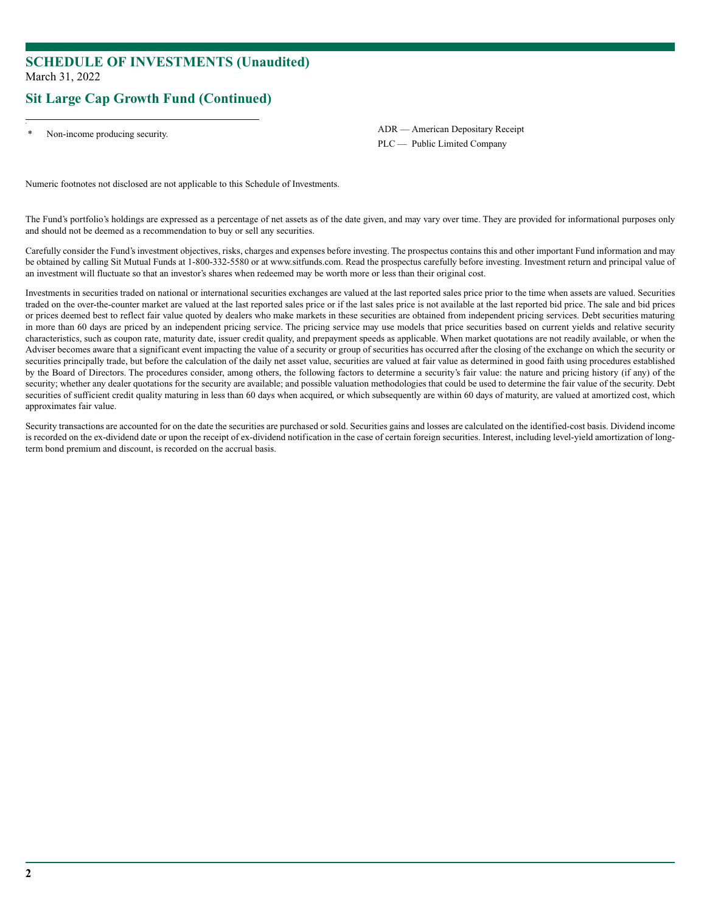# SCHEDULE OF INVESTMENTS (Unaudited)

March 31, 2022

## Sit Large Cap Growth Fund (Continued)

* Non-income producing security.

ADR — American Depositary Receipt

PLC — Public Limited Company

Numeric footnotes not disclosed are not applicable to this Schedule of Investments.

The Fund's portfolio's holdings are expressed as a percentage of net assets as of the date given, and may vary over time. They are provided for informational purposes only and should not be deemed as a recommendation to buy or sell any securities.

Carefully consider the Fund's investment objectives, risks, charges and expenses before investing. The prospectus contains this and other important Fund information and may be obtained by calling Sit Mutual Funds at 1-800-332-5580 or at www.sitfunds.com. Read the prospectus carefully before investing. Investment return and principal value of an investment will fluctuate so that an investor's shares when redeemed may be worth more or less than their original cost.

Investments in securities traded on national or international securities exchanges are valued at the last reported sales price prior to the time when assets are valued. Securities traded on the over-the-counter market are valued at the last reported sales price or if the last sales price is not available at the last reported bid price. The sale and bid prices or prices deemed best to reflect fair value quoted by dealers who make markets in these securities are obtained from independent pricing services. Debt securities maturing in more than 60 days are priced by an independent pricing service. The pricing service may use models that price securities based on current yields and relative security characteristics, such as coupon rate, maturity date, issuer credit quality, and prepayment speeds as applicable. When market quotations are not readily available, or when the Adviser becomes aware that a significant event impacting the value of a security or group of securities has occurred after the closing of the exchange on which the security or securities principally trade, but before the calculation of the daily net asset value, securities are valued at fair value as determined in good faith using procedures established by the Board of Directors. The procedures consider, among others, the following factors to determine a security's fair value: the nature and pricing history (if any) of the security; whether any dealer quotations for the security are available; and possible valuation methodologies that could be used to determine the fair value of the security. Debt securities of sufficient credit quality maturing in less than 60 days when acquired, or which subsequently are within 60 days of maturity, are valued at amortized cost, which approximates fair value.

Security transactions are accounted for on the date the securities are purchased or sold. Securities gains and losses are calculated on the identified-cost basis. Dividend income is recorded on the ex-dividend date or upon the receipt of ex-dividend notification in the case of certain foreign securities. Interest, including level-yield amortization of long-term bond premium and discount, is recorded on the accrual basis.